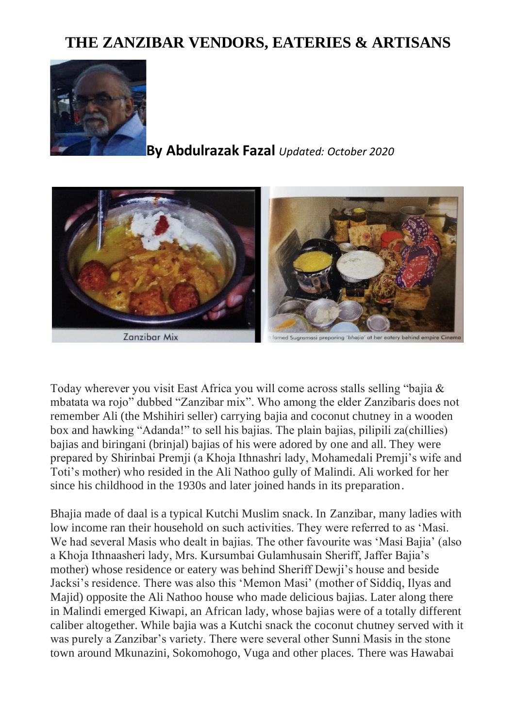# THE ZANZIBAR VENDORS, EATERIES & ARTISANS

**By Abdulrazak Fazal** *Updated: October 2020*

Zanzibar Mix

famed Sugramasi preparing *'bhajia'* at her eatery behind empire Cinema

Today wherever you visit East Africa you will come across stalls selling "bajia & mbatata wa rojo" dubbed "Zanzibar mix". Who among the elder Zanzibaris does not remember Ali (the Mshihiri seller) carrying bajia and coconut chutney in a wooden box and hawking "Adanda!" to sell his bajias. The plain bajias, pilipili za(chillies) bajias and biringani (brinjal) bajias of his were adored by one and all. They were prepared by Shirinbai Premji (a Khoja Ithnashri lady, Mohamedali Premji's wife and Toti's mother) who resided in the Ali Nathoo gully of Malindi. Ali worked for her since his childhood in the 1930s and later joined hands in its preparation.

Bhajia made of daal is a typical Kutchi Muslim snack. In Zanzibar, many ladies with low income ran their household on such activities. They were referred to as 'Masi. We had several Masis who dealt in bajias. The other favourite was 'Masi Bajia' (also a Khoja Ithnaasheri lady, Mrs. Kursumbai Gulamhusain Sheriff, Jaffer Bajia's mother) whose residence or eatery was behind Sheriff Dewji's house and beside Jacksi's residence. There was also this 'Memon Masi' (mother of Siddiq, Ilyas and Majid) opposite the Ali Nathoo house who made delicious bajias. Later along there in Malindi emerged Kiwapi, an African lady, whose bajias were of a totally different caliber altogether. While bajia was a Kutchi snack the coconut chutney served with it was purely a Zanzibar's variety. There were several other Sunni Masis in the stone town around Mkunazini, Sokomohogo, Vuga and other places. There was Hawabai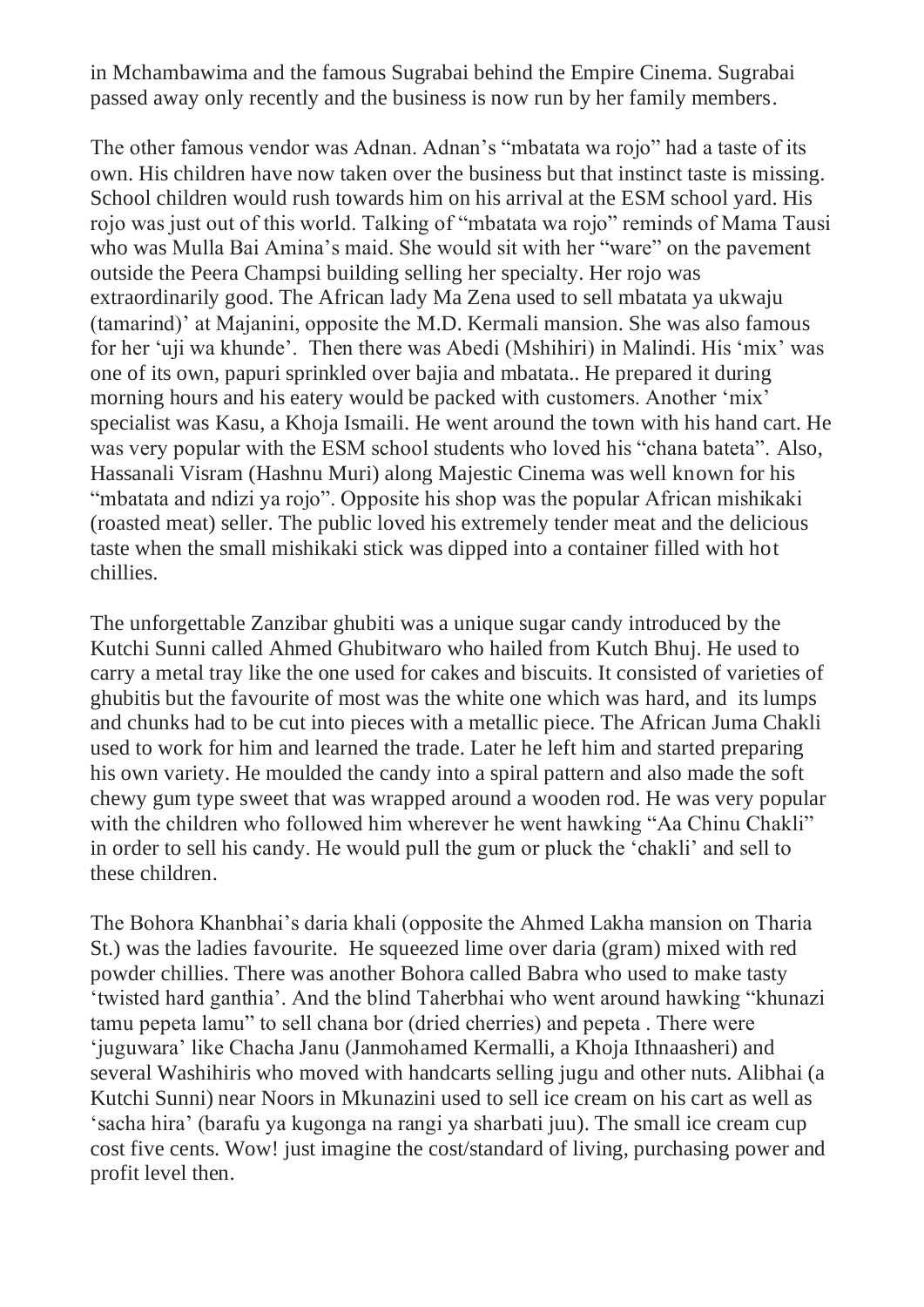in Mchambawima and the famous Sugrabai behind the Empire Cinema. Sugrabai passed away only recently and the business is now run by her family members.

The other famous vendor was Adnan. Adnan's "mbatata wa rojo" had a taste of its own. His children have now taken over the business but that instinct taste is missing. School children would rush towards him on his arrival at the ESM school yard. His rojo was just out of this world. Talking of "mbatata wa rojo" reminds of Mama Tausi who was Mulla Bai Amina's maid. She would sit with her "ware" on the pavement outside the Peera Champsi building selling her specialty. Her rojo was extraordinarily good. The African lady Ma Zena used to sell mbatata ya ukwaju (tamarind)' at Majanini, opposite the M.D. Kermali mansion. She was also famous for her 'uji wa khunde'. Then there was Abedi (Mshihiri) in Malindi. His 'mix' was one of its own, papuri sprinkled over bajia and mbatata.. He prepared it during morning hours and his eatery would be packed with customers. Another 'mix' specialist was Kasu, a Khoja Ismaili. He went around the town with his hand cart. He was very popular with the ESM school students who loved his "chana bateta". Also, Hassanali Visram (Hashnu Muri) along Majestic Cinema was well known for his "mbatata and ndizi ya rojo". Opposite his shop was the popular African mishikaki (roasted meat) seller. The public loved his extremely tender meat and the delicious taste when the small mishikaki stick was dipped into a container filled with hot chillies.

The unforgettable Zanzibar ghubiti was a unique sugar candy introduced by the Kutchi Sunni called Ahmed Ghubitwaro who hailed from Kutch Bhuj. He used to carry a metal tray like the one used for cakes and biscuits. It consisted of varieties of ghubitis but the favourite of most was the white one which was hard, and its lumps and chunks had to be cut into pieces with a metallic piece. The African Juma Chakli used to work for him and learned the trade. Later he left him and started preparing his own variety. He moulded the candy into a spiral pattern and also made the soft chewy gum type sweet that was wrapped around a wooden rod. He was very popular with the children who followed him wherever he went hawking "Aa Chinu Chakli" in order to sell his candy. He would pull the gum or pluck the 'chakli' and sell to these children.

The Bohora Khanbhai's daria khali (opposite the Ahmed Lakha mansion on Tharia St.) was the ladies favourite. He squeezed lime over daria (gram) mixed with red powder chillies. There was another Bohora called Babra who used to make tasty 'twisted hard ganthia'. And the blind Taherbhai who went around hawking "khunazi tamu pepeta lamu" to sell chana bor (dried cherries) and pepeta . There were 'juguwara' like Chacha Janu (Janmohamed Kermalli, a Khoja Ithnaasheri) and several Washihiris who moved with handcarts selling jugu and other nuts. Alibhai (a Kutchi Sunni) near Noors in Mkunazini used to sell ice cream on his cart as well as 'sacha hira' (barafu ya kugonga na rangi ya sharbati juu). The small ice cream cup cost five cents. Wow! just imagine the cost/standard of living, purchasing power and profit level then.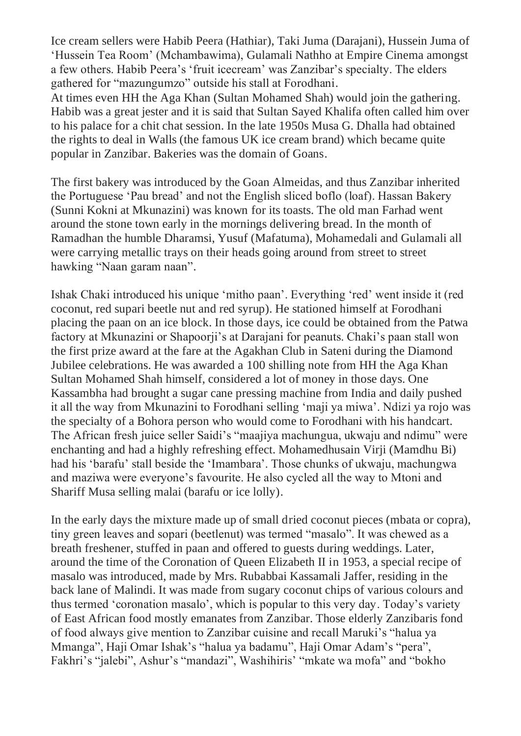Ice cream sellers were Habib Peera (Hathiar), Taki Juma (Darajani), Hussein Juma of 'Hussein Tea Room' (Mchambawima), Gulamali Nathho at Empire Cinema amongst a few others. Habib Peera's 'fruit icecream' was Zanzibar's specialty. The elders gathered for "mazungumzo" outside his stall at Forodhani.
At times even HH the Aga Khan (Sultan Mohamed Shah) would join the gathering. Habib was a great jester and it is said that Sultan Sayed Khalifa often called him over to his palace for a chit chat session. In the late 1950s Musa G. Dhalla had obtained the rights to deal in Walls (the famous UK ice cream brand) which became quite popular in Zanzibar. Bakeries was the domain of Goans.

The first bakery was introduced by the Goan Almeidas, and thus Zanzibar inherited the Portuguese 'Pau bread' and not the English sliced boflo (loaf). Hassan Bakery (Sunni Kokni at Mkunazini) was known for its toasts. The old man Farhad went around the stone town early in the mornings delivering bread. In the month of Ramadhan the humble Dharamsi, Yusuf (Mafatuma), Mohamedali and Gulamali all were carrying metallic trays on their heads going around from street to street hawking "Naan garam naan".

Ishak Chaki introduced his unique 'mitho paan'. Everything 'red' went inside it (red coconut, red supari beetle nut and red syrup). He stationed himself at Forodhani placing the paan on an ice block. In those days, ice could be obtained from the Patwa factory at Mkunazini or Shapoorji's at Darajani for peanuts. Chaki's paan stall won the first prize award at the fare at the Agakhan Club in Sateni during the Diamond Jubilee celebrations. He was awarded a 100 shilling note from HH the Aga Khan Sultan Mohamed Shah himself, considered a lot of money in those days. One Kassambha had brought a sugar cane pressing machine from India and daily pushed it all the way from Mkunazini to Forodhani selling 'maji ya miwa'. Ndizi ya rojo was the specialty of a Bohora person who would come to Forodhani with his handcart. The African fresh juice seller Saidi's "maajiya machungua, ukwaju and ndimu" were enchanting and had a highly refreshing effect. Mohamedhusain Virji (Mamdhu Bi) had his 'barafu' stall beside the 'Imambara'. Those chunks of ukwaju, machungwa and maziwa were everyone's favourite. He also cycled all the way to Mtoni and Shariff Musa selling malai (barafu or ice lolly).

In the early days the mixture made up of small dried coconut pieces (mbata or copra), tiny green leaves and sopari (beetlenut) was termed "masalo". It was chewed as a breath freshener, stuffed in paan and offered to guests during weddings. Later, around the time of the Coronation of Queen Elizabeth II in 1953, a special recipe of masalo was introduced, made by Mrs. Rubabbai Kassamali Jaffer, residing in the back lane of Malindi. It was made from sugary coconut chips of various colours and thus termed 'coronation masalo', which is popular to this very day. Today's variety of East African food mostly emanates from Zanzibar. Those elderly Zanzibaris fond of food always give mention to Zanzibar cuisine and recall Maruki's "halua ya Mmanga", Haji Omar Ishak's "halua ya badamu", Haji Omar Adam's "pera", Fakhri's "jalebi", Ashur's "mandazi", Washihiris' "mkate wa mofa" and "bokho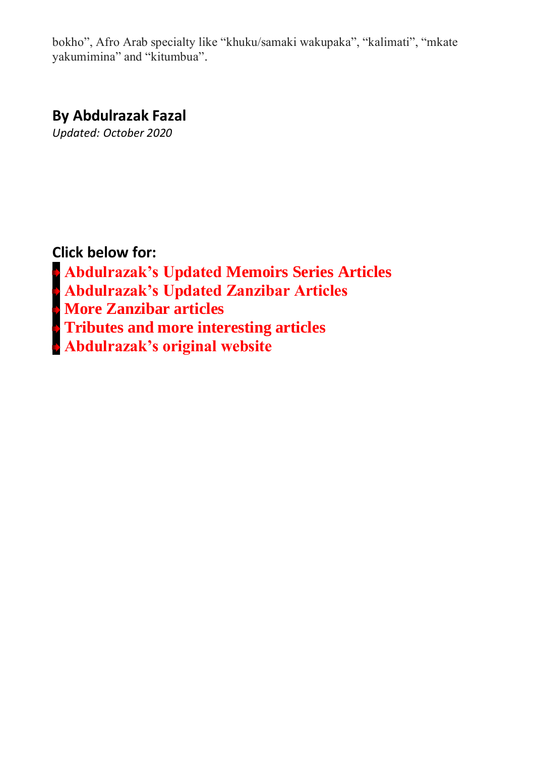bokho", Afro Arab specialty like "khuku/samaki wakupaka", "kalimati", "mkate yakumimina" and "kitumbua".

**By Abdulrazak Fazal**
*Updated: October 2020*

**Click below for:**

- **Abdulrazak's Updated Memoirs Series Articles**
- **Abdulrazak's Updated Zanzibar Articles**
- **More Zanzibar articles**
- **Tributes and more interesting articles**
- **Abdulrazak's original website**